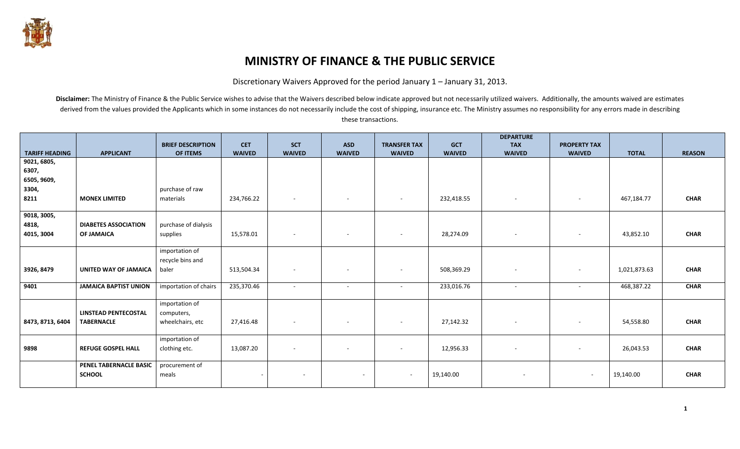# MINISTRY OF FINANCE & THE PUBLIC SERVICE

Discretionary Waivers Approved for the period January 1 – January 31, 2013.

**Disclaimer:** The Ministry of Finance & the Public Service wishes to advise that the Waivers described below indicate approved but not necessarily utilized waivers. Additionally, the amounts waived are estimates derived from the values provided the Applicants which in some instances do not necessarily include the cost of shipping, insurance etc. The Ministry assumes no responsibility for any errors made in describing these transactions.

| TARIFF HEADING | APPLICANT | BRIEF DESCRIPTION OF ITEMS | CET WAIVED | SCT WAIVED | ASD WAIVED | TRANSFER TAX WAIVED | GCT WAIVED | DEPARTURE TAX WAIVED | PROPERTY TAX WAIVED | TOTAL | REASON |
|---|---|---|---|---|---|---|---|---|---|---|---|
| 9021, 6805, 6307, 6505, 9609, 3304, 8211 | **MONEX LIMITED** | purchase of raw materials | 234,766.22 | - | - | - | 232,418.55 | - | - | 467,184.77 | **CHAR** |
| 9018, 3005, 4818, 4015, 3004 | **DIABETES ASSOCIATION OF JAMAICA** | purchase of dialysis supplies | 15,578.01 | - | - | - | 28,274.09 | - | - | 43,852.10 | **CHAR** |
| 3926, 8479 | **UNITED WAY OF JAMAICA** | importation of recycle bins and baler | 513,504.34 | - | - | - | 508,369.29 | - | - | 1,021,873.63 | **CHAR** |
| 9401 | **JAMAICA BAPTIST UNION** | importation of chairs | 235,370.46 | - | - | - | 233,016.76 | - | - | 468,387.22 | **CHAR** |
| 8473, 8713, 6404 | **LINSTEAD PENTECOSTAL TABERNACLE** | importation of computers, wheelchairs, etc | 27,416.48 | - | - | - | 27,142.32 | - | - | 54,558.80 | **CHAR** |
| 9898 | **REFUGE GOSPEL HALL** | importation of clothing etc. | 13,087.20 | - | - | - | 12,956.33 | - | - | 26,043.53 | **CHAR** |
| | **PENEL TABERNACLE BASIC SCHOOL** | procurement of meals | - | - | - | - | 19,140.00 | - | - | 19,140.00 | **CHAR** |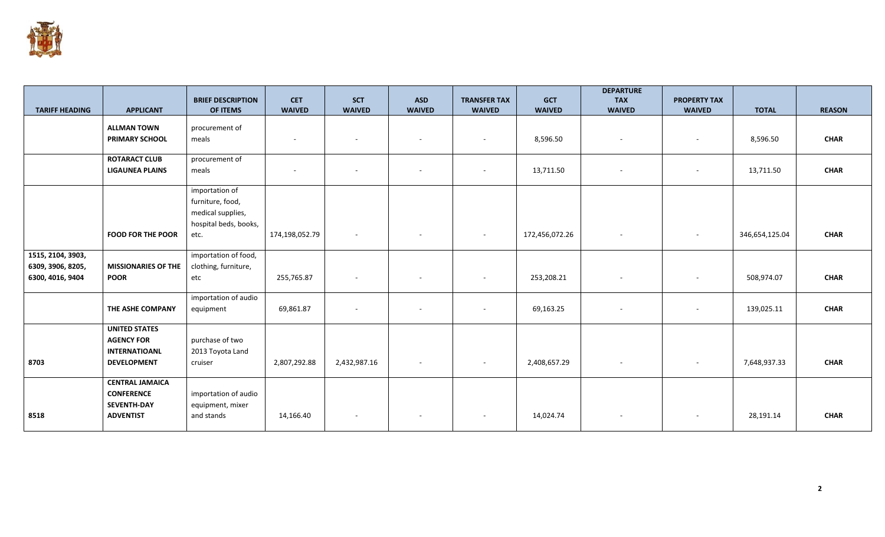| TARIFF HEADING | APPLICANT | BRIEF DESCRIPTION OF ITEMS | CET WAIVED | SCT WAIVED | ASD WAIVED | TRANSFER TAX WAIVED | GCT WAIVED | DEPARTURE TAX WAIVED | PROPERTY TAX WAIVED | TOTAL | REASON |
|---|---|---|---|---|---|---|---|---|---|---|---|
| | **ALLMAN TOWN PRIMARY SCHOOL** | procurement of meals | - | - | - | - | 8,596.50 | - | - | 8,596.50 | **CHAR** |
| | **ROTARACT CLUB LIGAUNEA PLAINS** | procurement of meals | - | - | - | - | 13,711.50 | - | - | 13,711.50 | **CHAR** |
| | **FOOD FOR THE POOR** | importation of furniture, food, medical supplies, hospital beds, books, etc. | 174,198,052.79 | - | - | - | 172,456,072.26 | - | - | 346,654,125.04 | **CHAR** |
| **1515, 2104, 3903, 6309, 3906, 8205, 6300, 4016, 9404** | **MISSIONARIES OF THE POOR** | importation of food, clothing, furniture, etc | 255,765.87 | - | - | - | 253,208.21 | - | - | 508,974.07 | **CHAR** |
| | **THE ASHE COMPANY** | importation of audio equipment | 69,861.87 | - | - | - | 69,163.25 | - | - | 139,025.11 | **CHAR** |
| **8703** | **UNITED STATES AGENCY FOR INTERNATIOANL DEVELOPMENT** | purchase of two 2013 Toyota Land cruiser | 2,807,292.88 | 2,432,987.16 | - | - | 2,408,657.29 | - | - | 7,648,937.33 | **CHAR** |
| **8518** | **CENTRAL JAMAICA CONFERENCE SEVENTH-DAY ADVENTIST** | importation of audio equipment, mixer and stands | 14,166.40 | - | - | - | 14,024.74 | - | - | 28,191.14 | **CHAR** |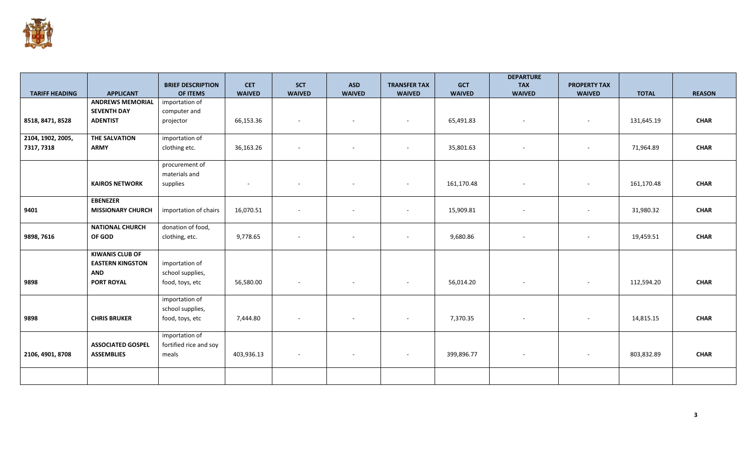| TARIFF HEADING | APPLICANT | BRIEF DESCRIPTION OF ITEMS | CET WAIVED | SCT WAIVED | ASD WAIVED | TRANSFER TAX WAIVED | GCT WAIVED | DEPARTURE TAX WAIVED | PROPERTY TAX WAIVED | TOTAL | REASON |
|---|---|---|---|---|---|---|---|---|---|---|---|
| 8518, 8471, 8528 | **ANDREWS MEMORIAL SEVENTH DAY ADENTIST** | importation of computer and projector | 66,153.36 | - | - | - | 65,491.83 | - | - | 131,645.19 | **CHAR** |
| 2104, 1902, 2005, 7317, 7318 | **THE SALVATION ARMY** | importation of clothing etc. | 36,163.26 | - | - | - | 35,801.63 | - | - | 71,964.89 | **CHAR** |
| | **KAIROS NETWORK** | procurement of materials and supplies | - | - | - | - | 161,170.48 | - | - | 161,170.48 | **CHAR** |
| 9401 | **EBENEZER MISSIONARY CHURCH** | importation of chairs | 16,070.51 | - | - | - | 15,909.81 | - | - | 31,980.32 | **CHAR** |
| 9898, 7616 | **NATIONAL CHURCH OF GOD** | donation of food, clothing, etc. | 9,778.65 | - | - | - | 9,680.86 | - | - | 19,459.51 | **CHAR** |
| 9898 | **KIWANIS CLUB OF EASTERN KINGSTON AND PORT ROYAL** | importation of school supplies, food, toys, etc | 56,580.00 | - | - | - | 56,014.20 | - | - | 112,594.20 | **CHAR** |
| 9898 | **CHRIS BRUKER** | importation of school supplies, food, toys, etc | 7,444.80 | - | - | - | 7,370.35 | - | - | 14,815.15 | **CHAR** |
| 2106, 4901, 8708 | **ASSOCIATED GOSPEL ASSEMBLIES** | importation of fortified rice and soy meals | 403,936.13 | - | - | - | 399,896.77 | - | - | 803,832.89 | **CHAR** |
| | | | | | | | | | | | |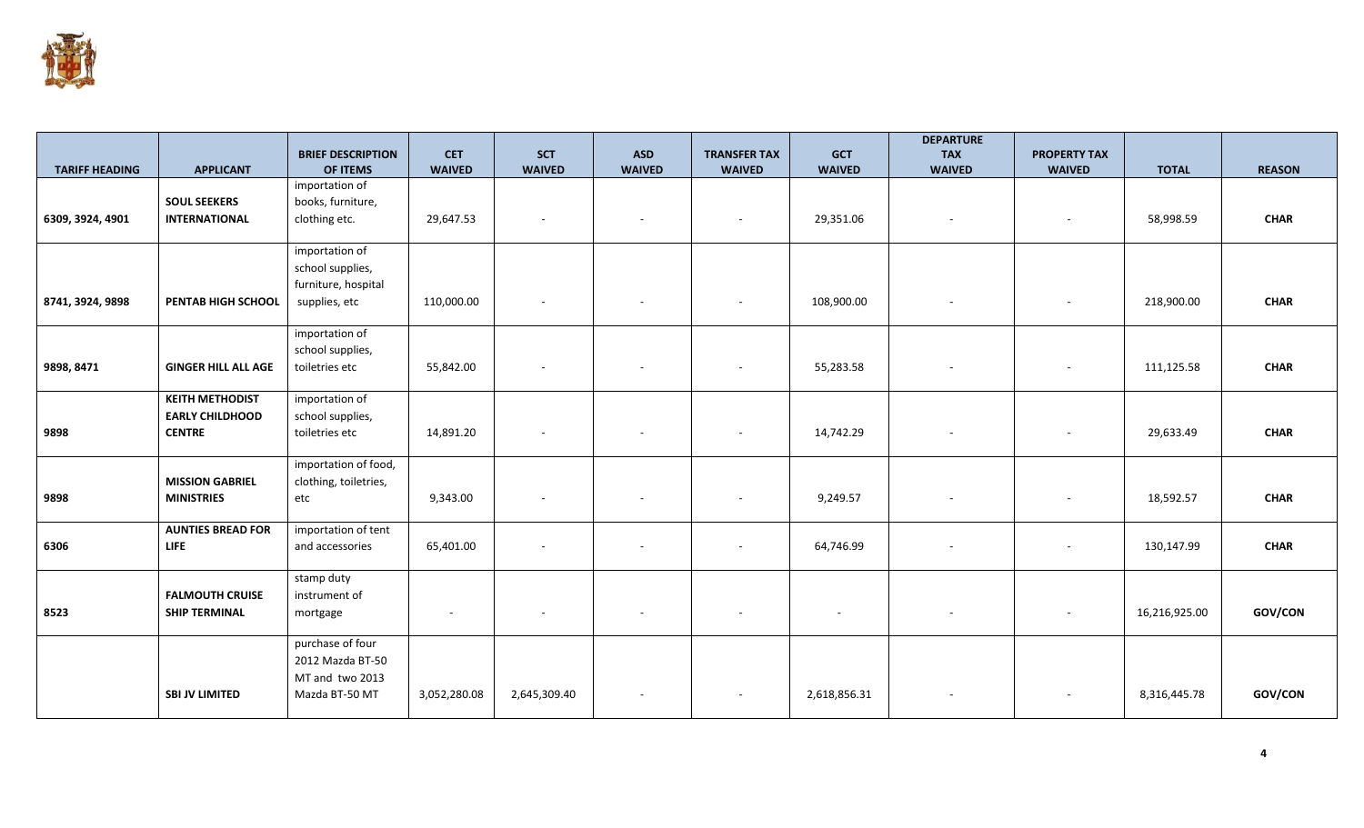| TARIFF HEADING | APPLICANT | BRIEF DESCRIPTION OF ITEMS | CET WAIVED | SCT WAIVED | ASD WAIVED | TRANSFER TAX WAIVED | GCT WAIVED | DEPARTURE TAX WAIVED | PROPERTY TAX WAIVED | TOTAL | REASON |
|---|---|---|---|---|---|---|---|---|---|---|---|
| 6309, 3924, 4901 | **SOUL SEEKERS INTERNATIONAL** | importation of books, furniture, clothing etc. | 29,647.53 | - | - | - | 29,351.06 | - | - | 58,998.59 | **CHAR** |
| 8741, 3924, 9898 | **PENTAB HIGH SCHOOL** | importation of school supplies, furniture, hospital supplies, etc | 110,000.00 | - | - | - | 108,900.00 | - | - | 218,900.00 | **CHAR** |
| 9898, 8471 | **GINGER HILL ALL AGE** | importation of school supplies, toiletries etc | 55,842.00 | - | - | - | 55,283.58 | - | - | 111,125.58 | **CHAR** |
| 9898 | **KEITH METHODIST EARLY CHILDHOOD CENTRE** | importation of school supplies, toiletries etc | 14,891.20 | - | - | - | 14,742.29 | - | - | 29,633.49 | **CHAR** |
| 9898 | **MISSION GABRIEL MINISTRIES** | importation of food, clothing, toiletries, etc | 9,343.00 | - | - | - | 9,249.57 | - | - | 18,592.57 | **CHAR** |
| 6306 | **AUNTIES BREAD FOR LIFE** | importation of tent and accessories | 65,401.00 | - | - | - | 64,746.99 | - | - | 130,147.99 | **CHAR** |
| 8523 | **FALMOUTH CRUISE SHIP TERMINAL** | stamp duty instrument of mortgage | - | - | - | - | - | - | - | 16,216,925.00 | **GOV/CON** |
| | **SBI JV LIMITED** | purchase of four 2012 Mazda BT-50 MT and two 2013 Mazda BT-50 MT | 3,052,280.08 | 2,645,309.40 | - | - | 2,618,856.31 | - | - | 8,316,445.78 | **GOV/CON** |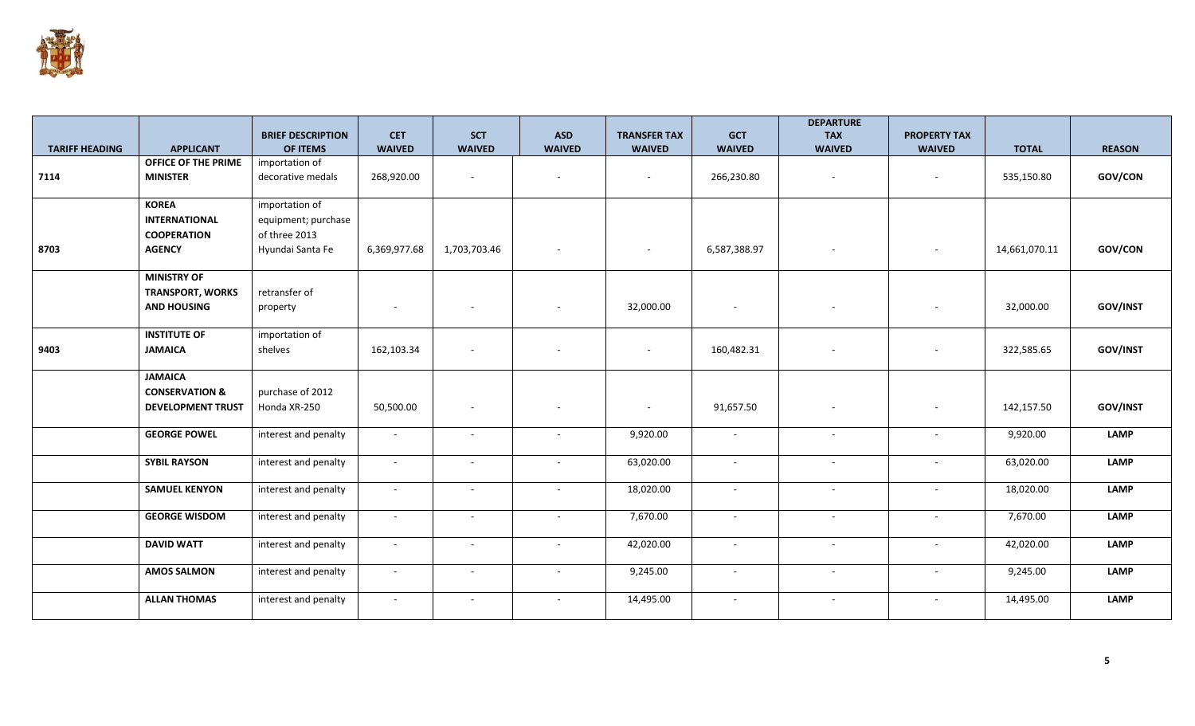| TARIFF HEADING | APPLICANT | BRIEF DESCRIPTION OF ITEMS | CET WAIVED | SCT WAIVED | ASD WAIVED | TRANSFER TAX WAIVED | GCT WAIVED | DEPARTURE TAX WAIVED | PROPERTY TAX WAIVED | TOTAL | REASON |
|---|---|---|---|---|---|---|---|---|---|---|---|
| 7114 | **OFFICE OF THE PRIME MINISTER** | importation of decorative medals | 268,920.00 | - | - | - | 266,230.80 | - | - | 535,150.80 | **GOV/CON** |
| 8703 | **KOREA INTERNATIONAL COOPERATION AGENCY** | importation of equipment; purchase of three 2013 Hyundai Santa Fe | 6,369,977.68 | 1,703,703.46 | - | - | 6,587,388.97 | - | - | 14,661,070.11 | **GOV/CON** |
| | **MINISTRY OF TRANSPORT, WORKS AND HOUSING** | retransfer of property | - | - | - | 32,000.00 | - | - | - | 32,000.00 | **GOV/INST** |
| 9403 | **INSTITUTE OF JAMAICA** | importation of shelves | 162,103.34 | - | - | - | 160,482.31 | - | - | 322,585.65 | **GOV/INST** |
| | **JAMAICA CONSERVATION & DEVELOPMENT TRUST** | purchase of 2012 Honda XR-250 | 50,500.00 | - | - | - | 91,657.50 | - | - | 142,157.50 | **GOV/INST** |
| | **GEORGE POWEL** | interest and penalty | - | - | - | 9,920.00 | - | - | - | 9,920.00 | **LAMP** |
| | **SYBIL RAYSON** | interest and penalty | - | - | - | 63,020.00 | - | - | - | 63,020.00 | **LAMP** |
| | **SAMUEL KENYON** | interest and penalty | - | - | - | 18,020.00 | - | - | - | 18,020.00 | **LAMP** |
| | **GEORGE WISDOM** | interest and penalty | - | - | - | 7,670.00 | - | - | - | 7,670.00 | **LAMP** |
| | **DAVID WATT** | interest and penalty | - | - | - | 42,020.00 | - | - | - | 42,020.00 | **LAMP** |
| | **AMOS SALMON** | interest and penalty | - | - | - | 9,245.00 | - | - | - | 9,245.00 | **LAMP** |
| | **ALLAN THOMAS** | interest and penalty | - | - | - | 14,495.00 | - | - | - | 14,495.00 | **LAMP** |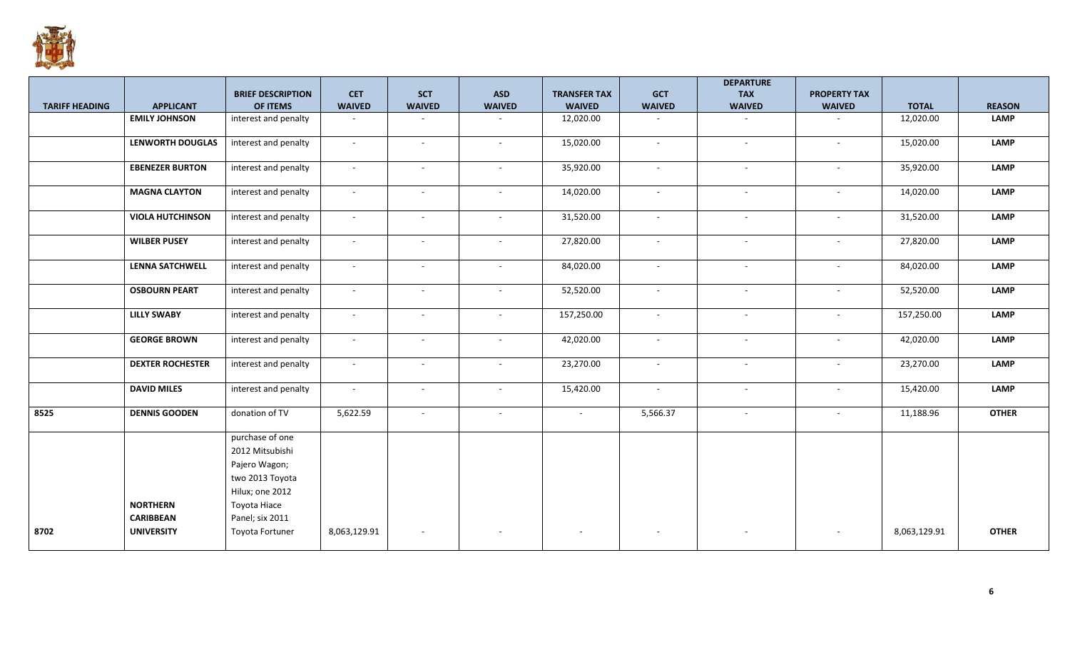| TARIFF HEADING | APPLICANT | BRIEF DESCRIPTION OF ITEMS | CET WAIVED | SCT WAIVED | ASD WAIVED | TRANSFER TAX WAIVED | GCT WAIVED | DEPARTURE TAX WAIVED | PROPERTY TAX WAIVED | TOTAL | REASON |
|---|---|---|---|---|---|---|---|---|---|---|---|
| | **EMILY JOHNSON** | interest and penalty | - | - | - | 12,020.00 | - | - | - | 12,020.00 | **LAMP** |
| | **LENWORTH DOUGLAS** | interest and penalty | - | - | - | 15,020.00 | - | - | - | 15,020.00 | **LAMP** |
| | **EBENEZER BURTON** | interest and penalty | - | - | - | 35,920.00 | - | - | - | 35,920.00 | **LAMP** |
| | **MAGNA CLAYTON** | interest and penalty | - | - | - | 14,020.00 | - | - | - | 14,020.00 | **LAMP** |
| | **VIOLA HUTCHINSON** | interest and penalty | - | - | - | 31,520.00 | - | - | - | 31,520.00 | **LAMP** |
| | **WILBER PUSEY** | interest and penalty | - | - | - | 27,820.00 | - | - | - | 27,820.00 | **LAMP** |
| | **LENNA SATCHWELL** | interest and penalty | - | - | - | 84,020.00 | - | - | - | 84,020.00 | **LAMP** |
| | **OSBOURN PEART** | interest and penalty | - | - | - | 52,520.00 | - | - | - | 52,520.00 | **LAMP** |
| | **LILLY SWABY** | interest and penalty | - | - | - | 157,250.00 | - | - | - | 157,250.00 | **LAMP** |
| | **GEORGE BROWN** | interest and penalty | - | - | - | 42,020.00 | - | - | - | 42,020.00 | **LAMP** |
| | **DEXTER ROCHESTER** | interest and penalty | - | - | - | 23,270.00 | - | - | - | 23,270.00 | **LAMP** |
| | **DAVID MILES** | interest and penalty | - | - | - | 15,420.00 | - | - | - | 15,420.00 | **LAMP** |
| **8525** | **DENNIS GOODEN** | donation of TV | 5,622.59 | - | - | - | 5,566.37 | - | - | 11,188.96 | **OTHER** |
| **8702** | **NORTHERN CARIBBEAN UNIVERSITY** | purchase of one 2012 Mitsubishi Pajero Wagon; two 2013 Toyota Hilux; one 2012 Toyota Hiace Panel; six 2011 Toyota Fortuner | 8,063,129.91 | - | - | - | - | - | - | 8,063,129.91 | **OTHER** |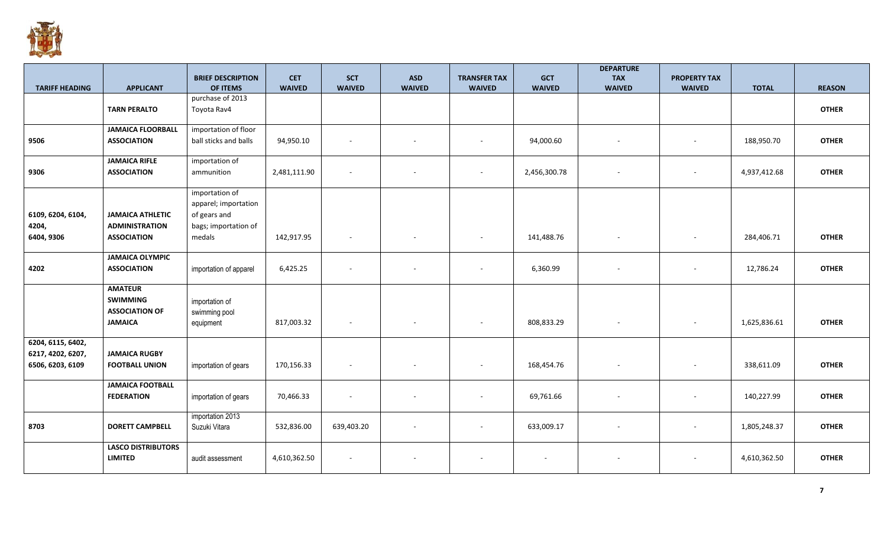| TARIFF HEADING | APPLICANT | BRIEF DESCRIPTION OF ITEMS | CET WAIVED | SCT WAIVED | ASD WAIVED | TRANSFER TAX WAIVED | GCT WAIVED | DEPARTURE TAX WAIVED | PROPERTY TAX WAIVED | TOTAL | REASON |
|---|---|---|---|---|---|---|---|---|---|---|---|
| | **TARN PERALTO** | purchase of 2013 Toyota Rav4 | | | | | | | | | **OTHER** |
| 9506 | **JAMAICA FLOORBALL ASSOCIATION** | importation of floor ball sticks and balls | 94,950.10 | - | - | - | 94,000.60 | - | - | 188,950.70 | **OTHER** |
| 9306 | **JAMAICA RIFLE ASSOCIATION** | importation of ammunition | 2,481,111.90 | - | - | - | 2,456,300.78 | - | - | 4,937,412.68 | **OTHER** |
| 6109, 6204, 6104, 4204, 6404, 9306 | **JAMAICA ATHLETIC ADMINISTRATION ASSOCIATION** | importation of apparel; importation of gears and bags; importation of medals | 142,917.95 | - | - | - | 141,488.76 | - | - | 284,406.71 | **OTHER** |
| 4202 | **JAMAICA OLYMPIC ASSOCIATION** | importation of apparel | 6,425.25 | - | - | - | 6,360.99 | - | - | 12,786.24 | **OTHER** |
| | **AMATEUR SWIMMING ASSOCIATION OF JAMAICA** | importation of swimming pool equipment | 817,003.32 | - | - | - | 808,833.29 | - | - | 1,625,836.61 | **OTHER** |
| 6204, 6115, 6402, 6217, 4202, 6207, 6506, 6203, 6109 | **JAMAICA RUGBY FOOTBALL UNION** | importation of gears | 170,156.33 | - | - | - | 168,454.76 | - | - | 338,611.09 | **OTHER** |
| | **JAMAICA FOOTBALL FEDERATION** | importation of gears | 70,466.33 | - | - | - | 69,761.66 | - | - | 140,227.99 | **OTHER** |
| 8703 | **DORETT CAMPBELL** | importation 2013 Suzuki Vitara | 532,836.00 | 639,403.20 | - | - | 633,009.17 | - | - | 1,805,248.37 | **OTHER** |
| | **LASCO DISTRIBUTORS LIMITED** | audit assessment | 4,610,362.50 | - | - | - | - | - | - | 4,610,362.50 | **OTHER** |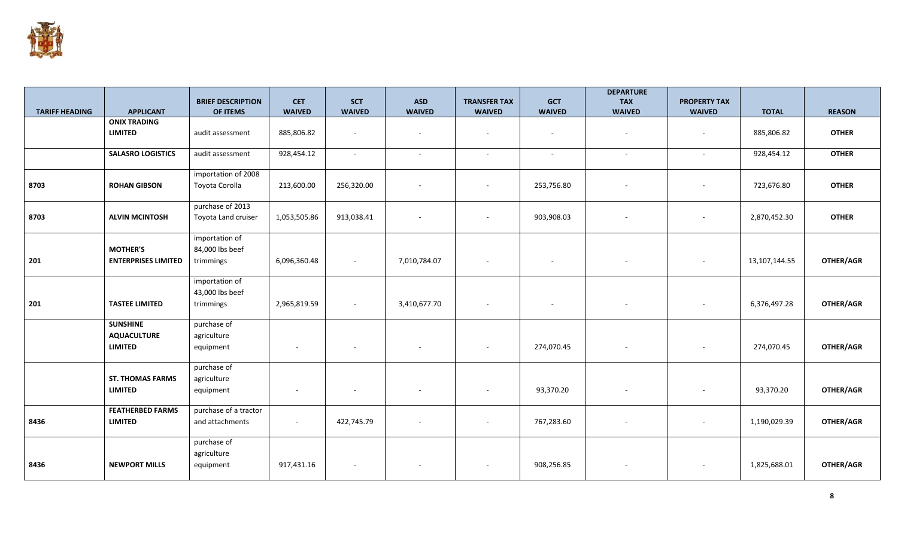| TARIFF HEADING | APPLICANT | BRIEF DESCRIPTION OF ITEMS | CET WAIVED | SCT WAIVED | ASD WAIVED | TRANSFER TAX WAIVED | GCT WAIVED | DEPARTURE TAX WAIVED | PROPERTY TAX WAIVED | TOTAL | REASON |
|---|---|---|---|---|---|---|---|---|---|---|---|
| | **ONIX TRADING LIMITED** | audit assessment | 885,806.82 | - | - | - | - | - | - | 885,806.82 | **OTHER** |
| | **SALASRO LOGISTICS** | audit assessment | 928,454.12 | - | - | - | - | - | - | 928,454.12 | **OTHER** |
| **8703** | **ROHAN GIBSON** | importation of 2008 Toyota Corolla | 213,600.00 | 256,320.00 | - | - | 253,756.80 | - | - | 723,676.80 | **OTHER** |
| **8703** | **ALVIN MCINTOSH** | purchase of 2013 Toyota Land cruiser | 1,053,505.86 | 913,038.41 | - | - | 903,908.03 | - | - | 2,870,452.30 | **OTHER** |
| **201** | **MOTHER'S ENTERPRISES LIMITED** | importation of 84,000 lbs beef trimmings | 6,096,360.48 | - | 7,010,784.07 | - | - | - | - | 13,107,144.55 | **OTHER/AGR** |
| **201** | **TASTEE LIMITED** | importation of 43,000 lbs beef trimmings | 2,965,819.59 | - | 3,410,677.70 | - | - | - | - | 6,376,497.28 | **OTHER/AGR** |
| | **SUNSHINE AQUACULTURE LIMITED** | purchase of agriculture equipment | - | - | - | - | 274,070.45 | - | - | 274,070.45 | **OTHER/AGR** |
| | **ST. THOMAS FARMS LIMITED** | purchase of agriculture equipment | - | - | - | - | 93,370.20 | - | - | 93,370.20 | **OTHER/AGR** |
| **8436** | **FEATHERBED FARMS LIMITED** | purchase of a tractor and attachments | - | 422,745.79 | - | - | 767,283.60 | - | - | 1,190,029.39 | **OTHER/AGR** |
| **8436** | **NEWPORT MILLS** | purchase of agriculture equipment | 917,431.16 | - | - | - | 908,256.85 | - | - | 1,825,688.01 | **OTHER/AGR** |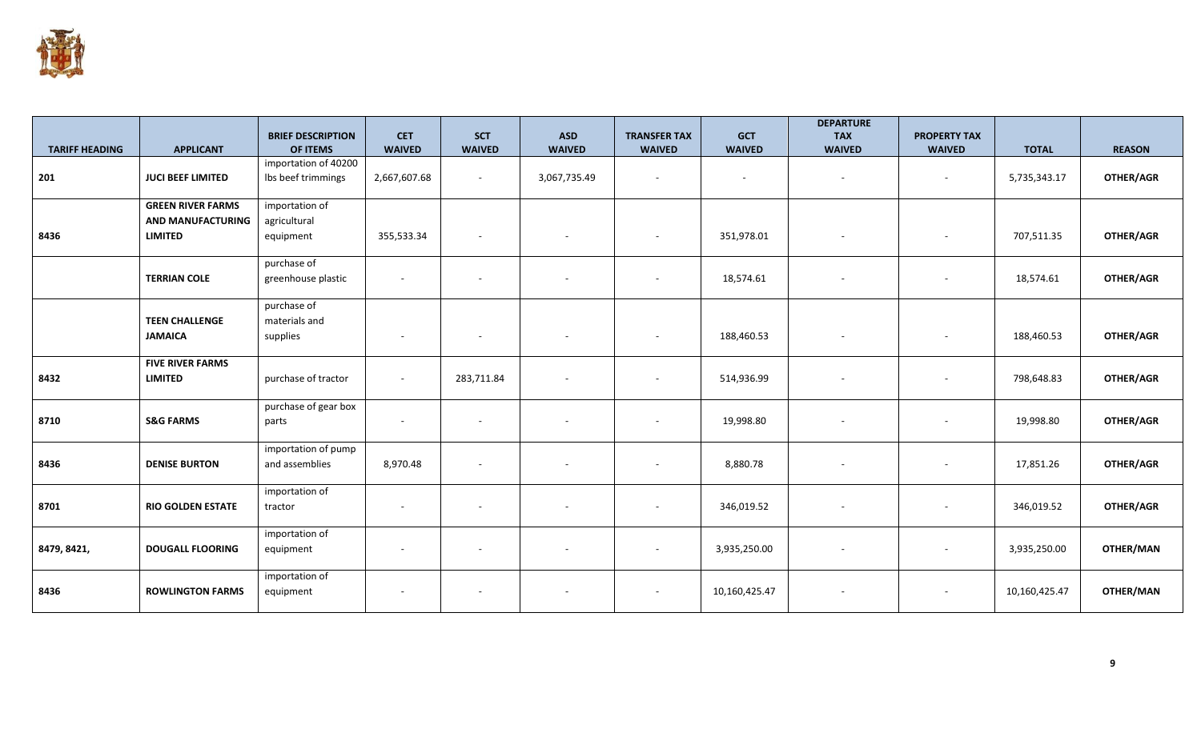| TARIFF HEADING | APPLICANT | BRIEF DESCRIPTION OF ITEMS | CET WAIVED | SCT WAIVED | ASD WAIVED | TRANSFER TAX WAIVED | GCT WAIVED | DEPARTURE TAX WAIVED | PROPERTY TAX WAIVED | TOTAL | REASON |
|---|---|---|---|---|---|---|---|---|---|---|---|
| 201 | JUCI BEEF LIMITED | importation of 40200 lbs beef trimmings | 2,667,607.68 | - | 3,067,735.49 | - | - | - | - | 5,735,343.17 | OTHER/AGR |
| 8436 | GREEN RIVER FARMS AND MANUFACTURING LIMITED | importation of agricultural equipment | 355,533.34 | - | - | - | 351,978.01 | - | - | 707,511.35 | OTHER/AGR |
| | TERRIAN COLE | purchase of greenhouse plastic | - | - | - | - | 18,574.61 | - | - | 18,574.61 | OTHER/AGR |
| | TEEN CHALLENGE JAMAICA | purchase of materials and supplies | - | - | - | - | 188,460.53 | - | - | 188,460.53 | OTHER/AGR |
| 8432 | FIVE RIVER FARMS LIMITED | purchase of tractor | - | 283,711.84 | - | - | 514,936.99 | - | - | 798,648.83 | OTHER/AGR |
| 8710 | S&G FARMS | purchase of gear box parts | - | - | - | - | 19,998.80 | - | - | 19,998.80 | OTHER/AGR |
| 8436 | DENISE BURTON | importation of pump and assemblies | 8,970.48 | - | - | - | 8,880.78 | - | - | 17,851.26 | OTHER/AGR |
| 8701 | RIO GOLDEN ESTATE | importation of tractor | - | - | - | - | 346,019.52 | - | - | 346,019.52 | OTHER/AGR |
| 8479, 8421, | DOUGALL FLOORING | importation of equipment | - | - | - | - | 3,935,250.00 | - | - | 3,935,250.00 | OTHER/MAN |
| 8436 | ROWLINGTON FARMS | importation of equipment | - | - | - | - | 10,160,425.47 | - | - | 10,160,425.47 | OTHER/MAN |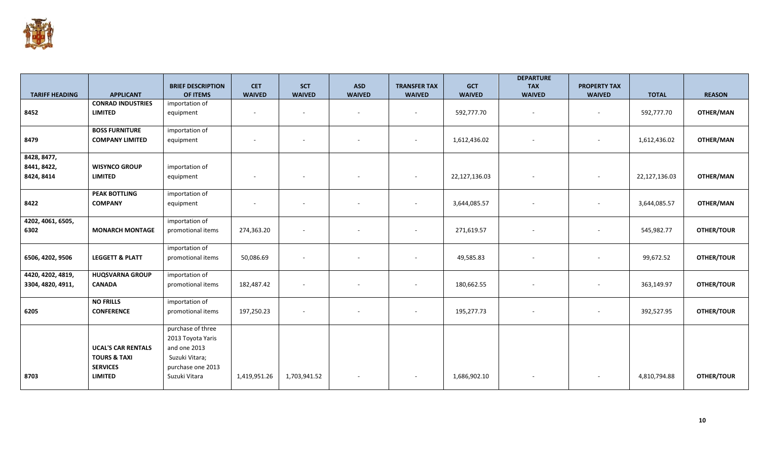| TARIFF HEADING | APPLICANT | BRIEF DESCRIPTION OF ITEMS | CET WAIVED | SCT WAIVED | ASD WAIVED | TRANSFER TAX WAIVED | GCT WAIVED | DEPARTURE TAX WAIVED | PROPERTY TAX WAIVED | TOTAL | REASON |
|---|---|---|---|---|---|---|---|---|---|---|---|
| 8452 | CONRAD INDUSTRIES LIMITED | importation of equipment | - | - | - | - | 592,777.70 | - | - | 592,777.70 | OTHER/MAN |
| 8479 | BOSS FURNITURE COMPANY LIMITED | importation of equipment | - | - | - | - | 1,612,436.02 | - | - | 1,612,436.02 | OTHER/MAN |
| 8428, 8477, 8441, 8422, 8424, 8414 | WISYNCO GROUP LIMITED | importation of equipment | - | - | - | - | 22,127,136.03 | - | - | 22,127,136.03 | OTHER/MAN |
| 8422 | PEAK BOTTLING COMPANY | importation of equipment | - | - | - | - | 3,644,085.57 | - | - | 3,644,085.57 | OTHER/MAN |
| 4202, 4061, 6505, 6302 | MONARCH MONTAGE | importation of promotional items | 274,363.20 | - | - | - | 271,619.57 | - | - | 545,982.77 | OTHER/TOUR |
| 6506, 4202, 9506 | LEGGETT & PLATT | importation of promotional items | 50,086.69 | - | - | - | 49,585.83 | - | - | 99,672.52 | OTHER/TOUR |
| 4420, 4202, 4819, 3304, 4820, 4911, | HUQSVARNA GROUP CANADA | importation of promotional items | 182,487.42 | - | - | - | 180,662.55 | - | - | 363,149.97 | OTHER/TOUR |
| 6205 | NO FRILLS CONFERENCE | importation of promotional items | 197,250.23 | - | - | - | 195,277.73 | - | - | 392,527.95 | OTHER/TOUR |
| 8703 | UCAL'S CAR RENTALS TOURS & TAXI SERVICES LIMITED | purchase of three 2013 Toyota Yaris and one 2013 Suzuki Vitara; purchase one 2013 Suzuki Vitara | 1,419,951.26 | 1,703,941.52 | - | - | 1,686,902.10 | - | - | 4,810,794.88 | OTHER/TOUR |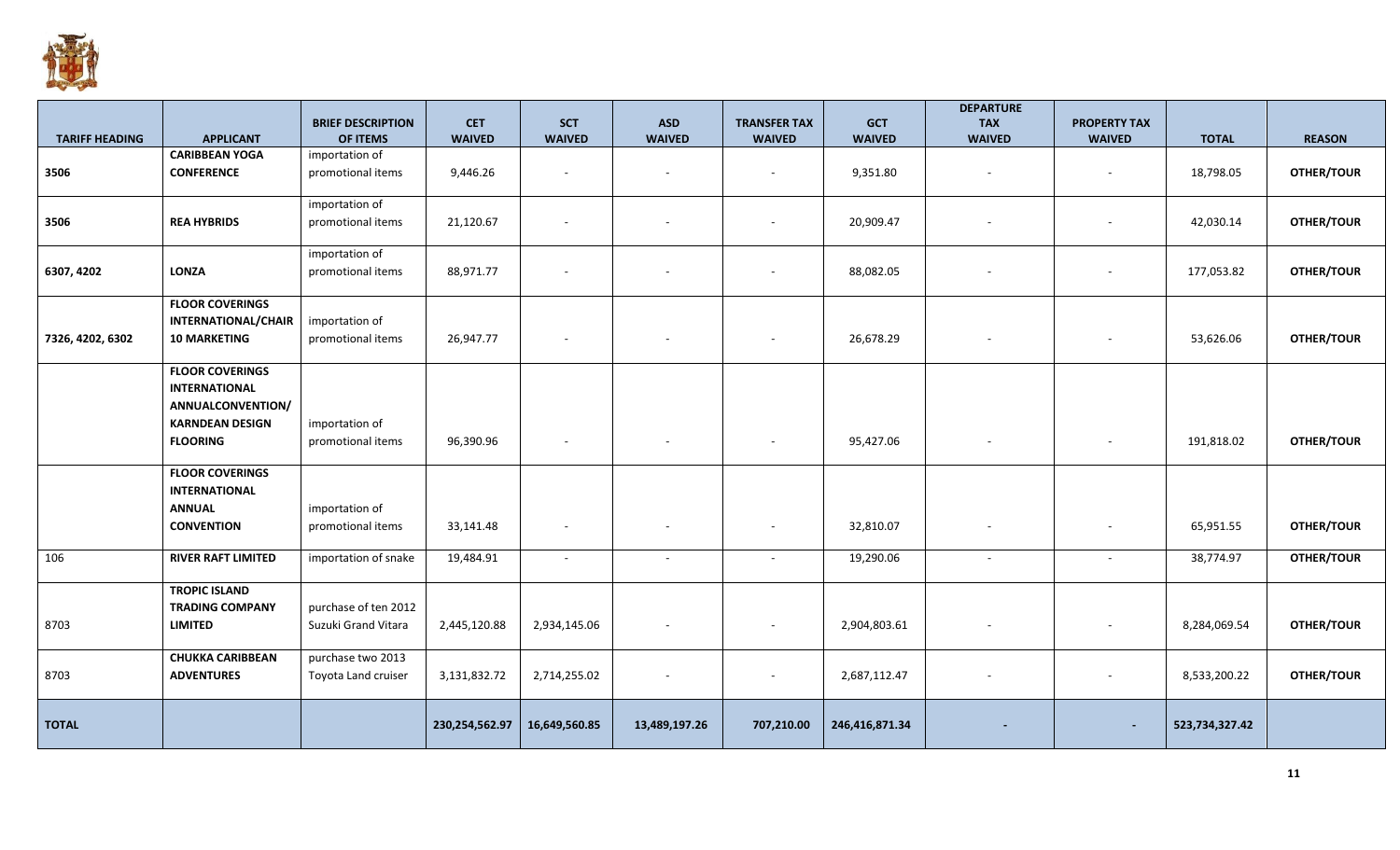| TARIFF HEADING | APPLICANT | BRIEF DESCRIPTION OF ITEMS | CET WAIVED | SCT WAIVED | ASD WAIVED | TRANSFER TAX WAIVED | GCT WAIVED | DEPARTURE TAX WAIVED | PROPERTY TAX WAIVED | TOTAL | REASON |
|---|---|---|---|---|---|---|---|---|---|---|---|
| **3506** | **CARIBBEAN YOGA CONFERENCE** | importation of promotional items | 9,446.26 | - | - | - | 9,351.80 | - | - | 18,798.05 | **OTHER/TOUR** |
| **3506** | **REA HYBRIDS** | importation of promotional items | 21,120.67 | - | - | - | 20,909.47 | - | - | 42,030.14 | **OTHER/TOUR** |
| **6307, 4202** | **LONZA** | importation of promotional items | 88,971.77 | - | - | - | 88,082.05 | - | - | 177,053.82 | **OTHER/TOUR** |
| **7326, 4202, 6302** | **FLOOR COVERINGS INTERNATIONAL/CHAIR 10 MARKETING** | importation of promotional items | 26,947.77 | - | - | - | 26,678.29 | - | - | 53,626.06 | **OTHER/TOUR** |
| | **FLOOR COVERINGS INTERNATIONAL ANNUALCONVENTION/ KARNDEAN DESIGN FLOORING** | importation of promotional items | 96,390.96 | - | - | - | 95,427.06 | - | - | 191,818.02 | **OTHER/TOUR** |
| | **FLOOR COVERINGS INTERNATIONAL ANNUAL CONVENTION** | importation of promotional items | 33,141.48 | - | - | - | 32,810.07 | - | - | 65,951.55 | **OTHER/TOUR** |
| 106 | **RIVER RAFT LIMITED** | importation of snake | 19,484.91 | - | - | - | 19,290.06 | - | - | 38,774.97 | **OTHER/TOUR** |
| 8703 | **TROPIC ISLAND TRADING COMPANY LIMITED** | purchase of ten 2012 Suzuki Grand Vitara | 2,445,120.88 | 2,934,145.06 | - | - | 2,904,803.61 | - | - | 8,284,069.54 | **OTHER/TOUR** |
| 8703 | **CHUKKA CARIBBEAN ADVENTURES** | purchase two 2013 Toyota Land cruiser | 3,131,832.72 | 2,714,255.02 | - | - | 2,687,112.47 | - | - | 8,533,200.22 | **OTHER/TOUR** |
| **TOTAL** | | | **230,254,562.97** | **16,649,560.85** | **13,489,197.26** | **707,210.00** | **246,416,871.34** | **-** | **-** | **523,734,327.42** | |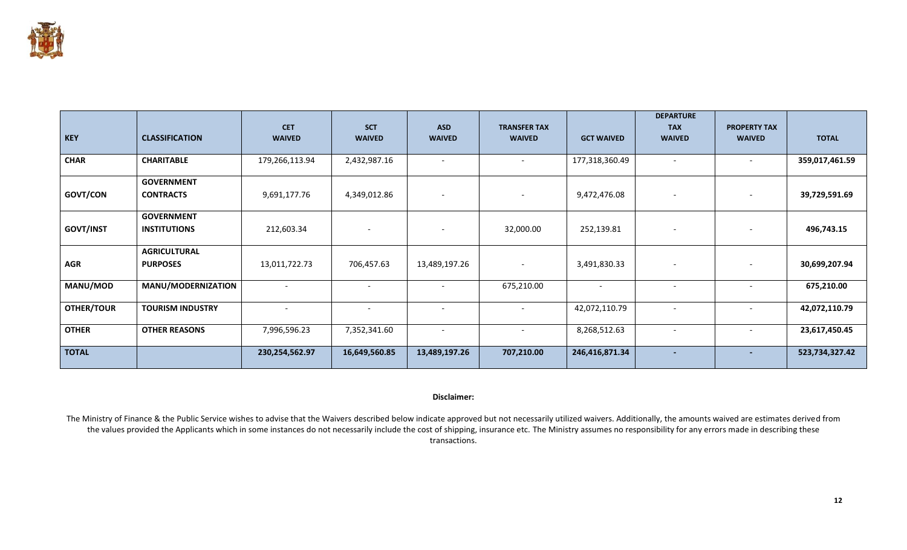| KEY | CLASSIFICATION | CET WAIVED | SCT WAIVED | ASD WAIVED | TRANSFER TAX WAIVED | GCT WAIVED | DEPARTURE TAX WAIVED | PROPERTY TAX WAIVED | TOTAL |
|---|---|---|---|---|---|---|---|---|---|
| **CHAR** | **CHARITABLE** | 179,266,113.94 | 2,432,987.16 | - | - | 177,318,360.49 | - | - | **359,017,461.59** |
| **GOVT/CON** | **GOVERNMENT CONTRACTS** | 9,691,177.76 | 4,349,012.86 | - | - | 9,472,476.08 | - | - | **39,729,591.69** |
| **GOVT/INST** | **GOVERNMENT INSTITUTIONS** | 212,603.34 | - | - | 32,000.00 | 252,139.81 | - | - | **496,743.15** |
| **AGR** | **AGRICULTURAL PURPOSES** | 13,011,722.73 | 706,457.63 | 13,489,197.26 | - | 3,491,830.33 | - | - | **30,699,207.94** |
| **MANU/MOD** | **MANU/MODERNIZATION** | - | - | - | 675,210.00 | - | - | - | **675,210.00** |
| **OTHER/TOUR** | **TOURISM INDUSTRY** | - | - | - | - | 42,072,110.79 | - | - | **42,072,110.79** |
| **OTHER** | **OTHER REASONS** | 7,996,596.23 | 7,352,341.60 | - | - | 8,268,512.63 | - | - | **23,617,450.45** |
| **TOTAL** | | **230,254,562.97** | **16,649,560.85** | **13,489,197.26** | **707,210.00** | **246,416,871.34** | **-** | **-** | **523,734,327.42** |

**Disclaimer:**

The Ministry of Finance & the Public Service wishes to advise that the Waivers described below indicate approved but not necessarily utilized waivers. Additionally, the amounts waived are estimates derived from the values provided the Applicants which in some instances do not necessarily include the cost of shipping, insurance etc. The Ministry assumes no responsibility for any errors made in describing these transactions.